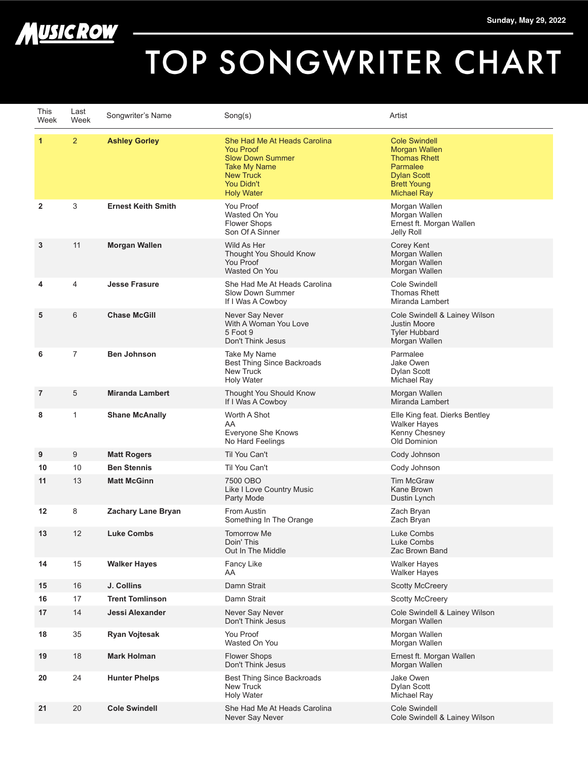MUSIC ROW

Sunday, May 29, 2022

# TOP SONGWRITER CHART

| This Week | Last Week | Songwriter's Name | Song(s) | Artist |
|---|---|---|---|---|
| **1** | 2 | **Ashley Gorley** | She Had Me At Heads Carolina<br>You Proof<br>Slow Down Summer<br>Take My Name<br>New Truck<br>You Didn't<br>Holy Water | Cole Swindell<br>Morgan Wallen<br>Thomas Rhett<br>Parmalee<br>Dylan Scott<br>Brett Young<br>Michael Ray |
| **2** | 3 | **Ernest Keith Smith** | You Proof<br>Wasted On You<br>Flower Shops<br>Son Of A Sinner | Morgan Wallen<br>Morgan Wallen<br>Ernest ft. Morgan Wallen<br>Jelly Roll |
| **3** | 11 | **Morgan Wallen** | Wild As Her<br>Thought You Should Know<br>You Proof<br>Wasted On You | Corey Kent<br>Morgan Wallen<br>Morgan Wallen<br>Morgan Wallen |
| **4** | 4 | **Jesse Frasure** | She Had Me At Heads Carolina<br>Slow Down Summer<br>If I Was A Cowboy | Cole Swindell<br>Thomas Rhett<br>Miranda Lambert |
| **5** | 6 | **Chase McGill** | Never Say Never<br>With A Woman You Love<br>5 Foot 9<br>Don't Think Jesus | Cole Swindell & Lainey Wilson<br>Justin Moore<br>Tyler Hubbard<br>Morgan Wallen |
| **6** | 7 | **Ben Johnson** | Take My Name<br>Best Thing Since Backroads<br>New Truck<br>Holy Water | Parmalee<br>Jake Owen<br>Dylan Scott<br>Michael Ray |
| **7** | 5 | **Miranda Lambert** | Thought You Should Know<br>If I Was A Cowboy | Morgan Wallen<br>Miranda Lambert |
| **8** | 1 | **Shane McAnally** | Worth A Shot<br>AA<br>Everyone She Knows<br>No Hard Feelings | Elle King feat. Dierks Bentley<br>Walker Hayes<br>Kenny Chesney<br>Old Dominion |
| **9** | 9 | **Matt Rogers** | Til You Can't | Cody Johnson |
| **10** | 10 | **Ben Stennis** | Til You Can't | Cody Johnson |
| **11** | 13 | **Matt McGinn** | 7500 OBO<br>Like I Love Country Music<br>Party Mode | Tim McGraw<br>Kane Brown<br>Dustin Lynch |
| **12** | 8 | **Zachary Lane Bryan** | From Austin<br>Something In The Orange | Zach Bryan<br>Zach Bryan |
| **13** | 12 | **Luke Combs** | Tomorrow Me<br>Doin' This<br>Out In The Middle | Luke Combs<br>Luke Combs<br>Zac Brown Band |
| **14** | 15 | **Walker Hayes** | Fancy Like<br>AA | Walker Hayes<br>Walker Hayes |
| **15** | 16 | **J. Collins** | Damn Strait | Scotty McCreery |
| **16** | 17 | **Trent Tomlinson** | Damn Strait | Scotty McCreery |
| **17** | 14 | **Jessi Alexander** | Never Say Never<br>Don't Think Jesus | Cole Swindell & Lainey Wilson<br>Morgan Wallen |
| **18** | 35 | **Ryan Vojtesak** | You Proof<br>Wasted On You | Morgan Wallen<br>Morgan Wallen |
| **19** | 18 | **Mark Holman** | Flower Shops<br>Don't Think Jesus | Ernest ft. Morgan Wallen<br>Morgan Wallen |
| **20** | 24 | **Hunter Phelps** | Best Thing Since Backroads<br>New Truck<br>Holy Water | Jake Owen<br>Dylan Scott<br>Michael Ray |
| **21** | 20 | **Cole Swindell** | She Had Me At Heads Carolina<br>Never Say Never | Cole Swindell<br>Cole Swindell & Lainey Wilson |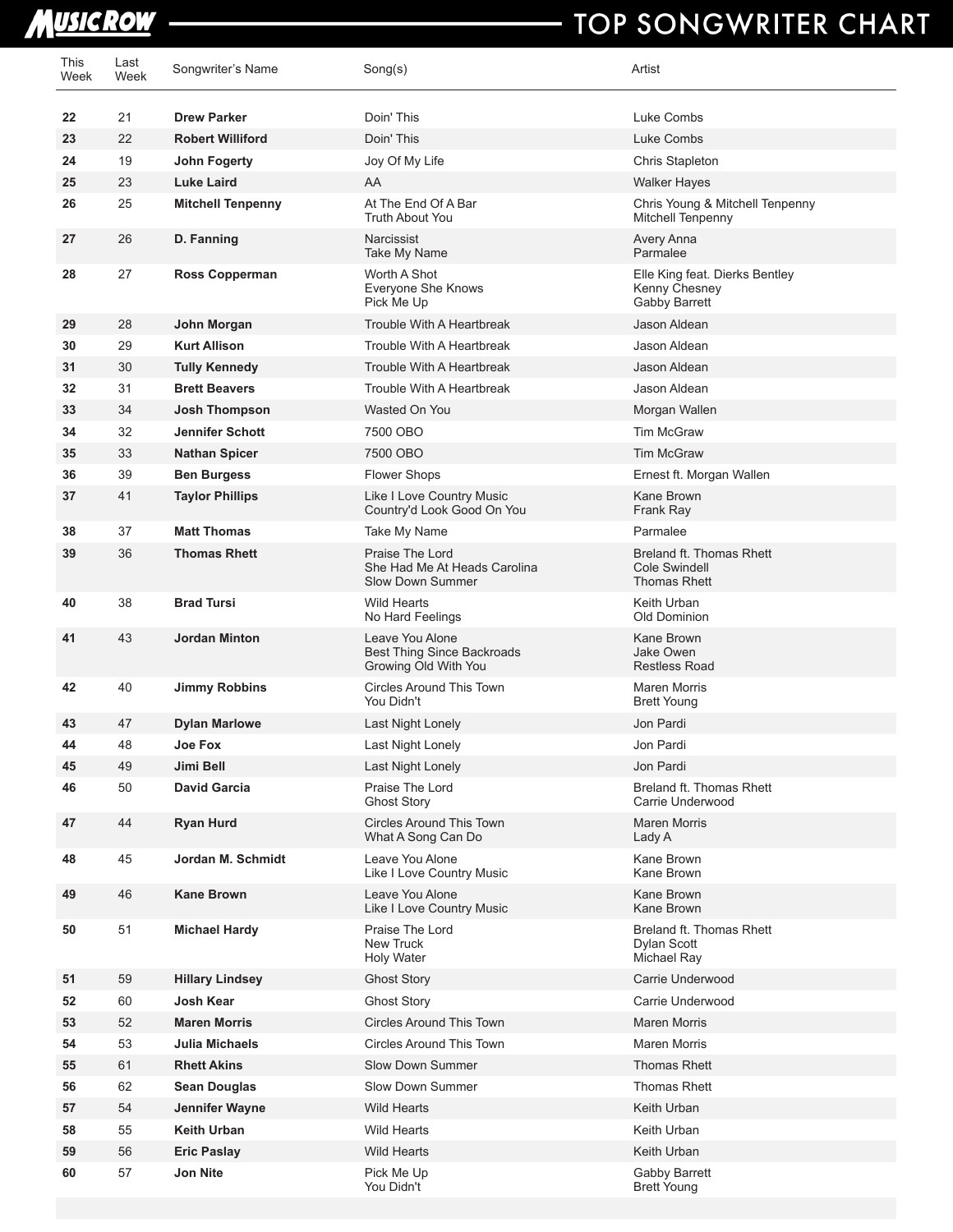# TOP SONGWRITER CHART

| This Week | Last Week | Songwriter's Name | Song(s) | Artist |
|---|---|---|---|---|
| **22** | 21 | **Drew Parker** | Doin' This | Luke Combs |
| **23** | 22 | **Robert Williford** | Doin' This | Luke Combs |
| **24** | 19 | **John Fogerty** | Joy Of My Life | Chris Stapleton |
| **25** | 23 | **Luke Laird** | AA | Walker Hayes |
| **26** | 25 | **Mitchell Tenpenny** | At The End Of A Bar<br>Truth About You | Chris Young & Mitchell Tenpenny<br>Mitchell Tenpenny |
| **27** | 26 | **D. Fanning** | Narcissist<br>Take My Name | Avery Anna<br>Parmalee |
| **28** | 27 | **Ross Copperman** | Worth A Shot<br>Everyone She Knows<br>Pick Me Up | Elle King feat. Dierks Bentley<br>Kenny Chesney<br>Gabby Barrett |
| **29** | 28 | **John Morgan** | Trouble With A Heartbreak | Jason Aldean |
| **30** | 29 | **Kurt Allison** | Trouble With A Heartbreak | Jason Aldean |
| **31** | 30 | **Tully Kennedy** | Trouble With A Heartbreak | Jason Aldean |
| **32** | 31 | **Brett Beavers** | Trouble With A Heartbreak | Jason Aldean |
| **33** | 34 | **Josh Thompson** | Wasted On You | Morgan Wallen |
| **34** | 32 | **Jennifer Schott** | 7500 OBO | Tim McGraw |
| **35** | 33 | **Nathan Spicer** | 7500 OBO | Tim McGraw |
| **36** | 39 | **Ben Burgess** | Flower Shops | Ernest ft. Morgan Wallen |
| **37** | 41 | **Taylor Phillips** | Like I Love Country Music<br>Country'd Look Good On You | Kane Brown<br>Frank Ray |
| **38** | 37 | **Matt Thomas** | Take My Name | Parmalee |
| **39** | 36 | **Thomas Rhett** | Praise The Lord<br>She Had Me At Heads Carolina<br>Slow Down Summer | Breland ft. Thomas Rhett<br>Cole Swindell<br>Thomas Rhett |
| **40** | 38 | **Brad Tursi** | Wild Hearts<br>No Hard Feelings | Keith Urban<br>Old Dominion |
| **41** | 43 | **Jordan Minton** | Leave You Alone<br>Best Thing Since Backroads<br>Growing Old With You | Kane Brown<br>Jake Owen<br>Restless Road |
| **42** | 40 | **Jimmy Robbins** | Circles Around This Town<br>You Didn't | Maren Morris<br>Brett Young |
| **43** | 47 | **Dylan Marlowe** | Last Night Lonely | Jon Pardi |
| **44** | 48 | **Joe Fox** | Last Night Lonely | Jon Pardi |
| **45** | 49 | **Jimi Bell** | Last Night Lonely | Jon Pardi |
| **46** | 50 | **David Garcia** | Praise The Lord<br>Ghost Story | Breland ft. Thomas Rhett<br>Carrie Underwood |
| **47** | 44 | **Ryan Hurd** | Circles Around This Town<br>What A Song Can Do | Maren Morris<br>Lady A |
| **48** | 45 | **Jordan M. Schmidt** | Leave You Alone<br>Like I Love Country Music | Kane Brown<br>Kane Brown |
| **49** | 46 | **Kane Brown** | Leave You Alone<br>Like I Love Country Music | Kane Brown<br>Kane Brown |
| **50** | 51 | **Michael Hardy** | Praise The Lord<br>New Truck<br>Holy Water | Breland ft. Thomas Rhett<br>Dylan Scott<br>Michael Ray |
| **51** | 59 | **Hillary Lindsey** | Ghost Story | Carrie Underwood |
| **52** | 60 | **Josh Kear** | Ghost Story | Carrie Underwood |
| **53** | 52 | **Maren Morris** | Circles Around This Town | Maren Morris |
| **54** | 53 | **Julia Michaels** | Circles Around This Town | Maren Morris |
| **55** | 61 | **Rhett Akins** | Slow Down Summer | Thomas Rhett |
| **56** | 62 | **Sean Douglas** | Slow Down Summer | Thomas Rhett |
| **57** | 54 | **Jennifer Wayne** | Wild Hearts | Keith Urban |
| **58** | 55 | **Keith Urban** | Wild Hearts | Keith Urban |
| **59** | 56 | **Eric Paslay** | Wild Hearts | Keith Urban |
| **60** | 57 | **Jon Nite** | Pick Me Up<br>You Didn't | Gabby Barrett<br>Brett Young |